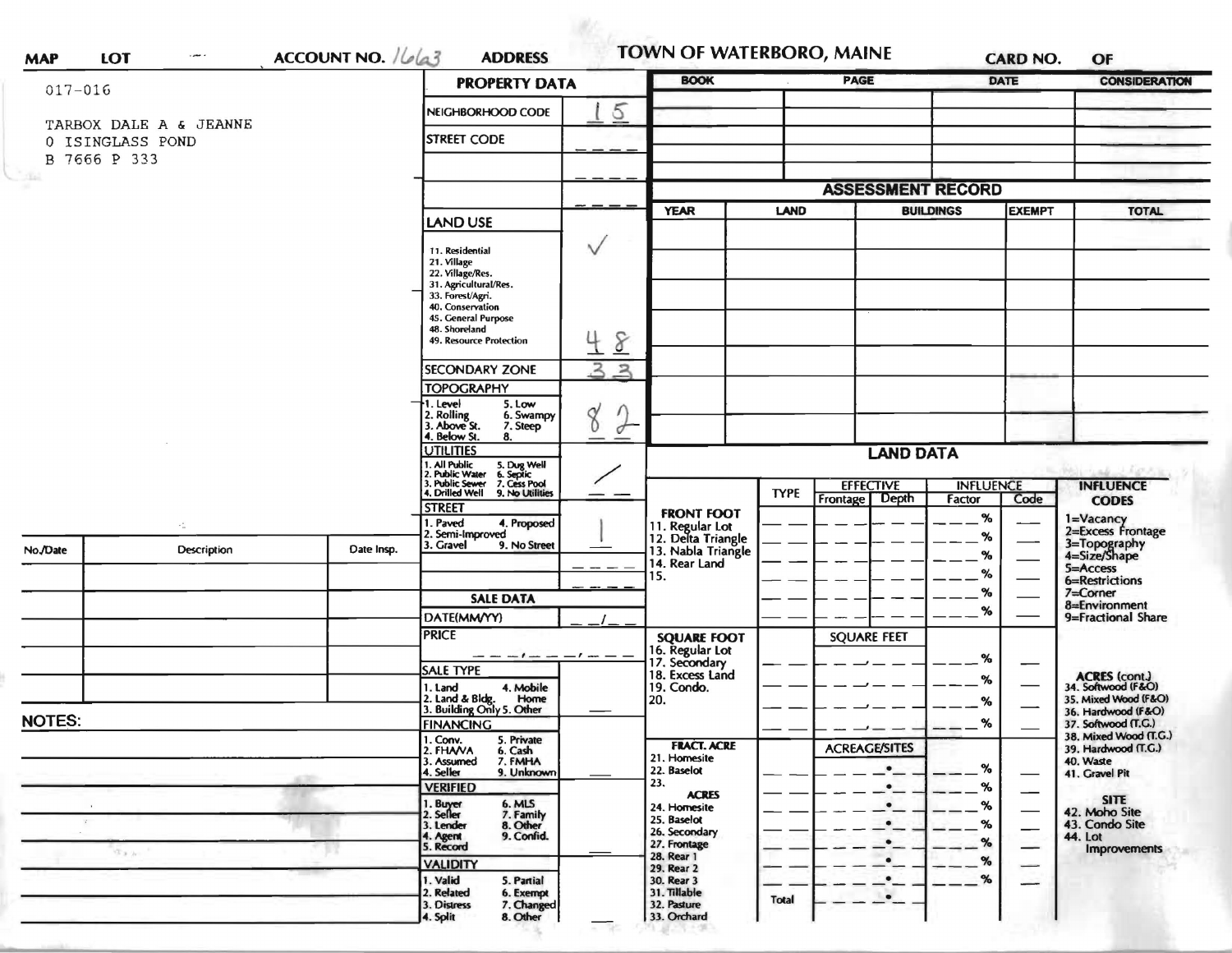# TOWN OF WATERBORO, MAINE

MAP LOT ACCOUNT NO. 1663 ADDRESS CARD NO. OF

017-016

TARBOX DALE A & JEANNE
0 ISINGLASS POND
B 7666 P 333

## PROPERTY DATA

| Field | Value |
|---|---|
| NEIGHBORHOOD CODE | 15 |
| STREET CODE | |
| LAND USE (11. Residential, 21. Village, 22. Village/Res., 31. Agricultural/Res., 33. Forest/Agri., 40. Conservation, 45. General Purpose, 48. Shoreland, 49. Resource Protection) | ✓ 48 |
| SECONDARY ZONE | 33 |
| TOPOGRAPHY (1. Level, 2. Rolling, 3. Above St., 4. Below St., 5. Low, 6. Swampy, 7. Steep, 8.) | 8 2 |
| UTILITIES (1. All Public, 2. Public Water, 3. Public Sewer, 4. Drilled Well, 5. Dug Well, 6. Septic, 7. Cess Pool, 9. No Utilities) | / |
| STREET (1. Paved, 2. Semi-Improved, 3. Gravel, 4. Proposed, 9. No Street) | 1 |

## SALE DATA

| Field | Value |
|---|---|
| DATE(MM/YY) | / |
| PRICE | |
| SALE TYPE (1. Land, 2. Land & Bldg., 3. Building Only, 4. Mobile Home, 5. Other) | |
| FINANCING (1. Conv., 2. FHA/VA, 3. Assumed, 4. Seller, 5. Private, 6. Cash, 7. FMHA, 9. Unknown) | |
| VERIFIED (1. Buyer, 2. Seller, 3. Lender, 4. Agent, 5. Record, 6. MLS, 7. Family, 8. Other, 9. Confid.) | |
| VALIDITY (1. Valid, 2. Related, 3. Distress, 4. Split, 5. Partial, 6. Exempt, 7. Changed, 8. Other) | |

| BOOK | PAGE | DATE | CONSIDERATION |
|---|---|---|---|
| | | | |

## ASSESSMENT RECORD

| YEAR | LAND | BUILDINGS | EXEMPT | TOTAL |
|---|---|---|---|---|
| | | | | |

## LAND DATA

| | TYPE | EFFECTIVE Frontage | EFFECTIVE Depth | INFLUENCE Factor | INFLUENCE Code |
|---|---|---|---|---|---|
| FRONT FOOT: 11. Regular Lot, 12. Delta Triangle, 13. Nabla Triangle, 14. Rear Land, 15. | | | | % | |
| SQUARE FOOT: 16. Regular Lot, 17. Secondary, 18. Excess Land, 19. Condo., 20. | | SQUARE FEET | | % | |
| FRACT. ACRE: 21. Homesite, 22. Baselot, 23. ACRES: 24. Homesite, 25. Baselot, 26. Secondary, 27. Frontage, 28. Rear 1, 29. Rear 2, 30. Rear 3, 31. Tillable, 32. Pasture, 33. Orchard | | ACREAGE/SITES | | % | |
| | Total | | | | |

**INFLUENCE CODES**
1=Vacancy
2=Excess Frontage
3=Topography
4=Size/Shape
5=Access
6=Restrictions
7=Corner
8=Environment
9=Fractional Share

**ACRES (cont.)**
34. Softwood (F&O)
35. Mixed Wood (F&O)
36. Hardwood (F&O)
37. Softwood (T.G.)
38. Mixed Wood (T.G.)
39. Hardwood (T.G.)
40. Waste
41. Gravel Pit

**SITE**
42. Moho Site
43. Condo Site
44. Lot Improvements

| No./Date | Description | Date Insp. |
|---|---|---|
| | | |

**NOTES:**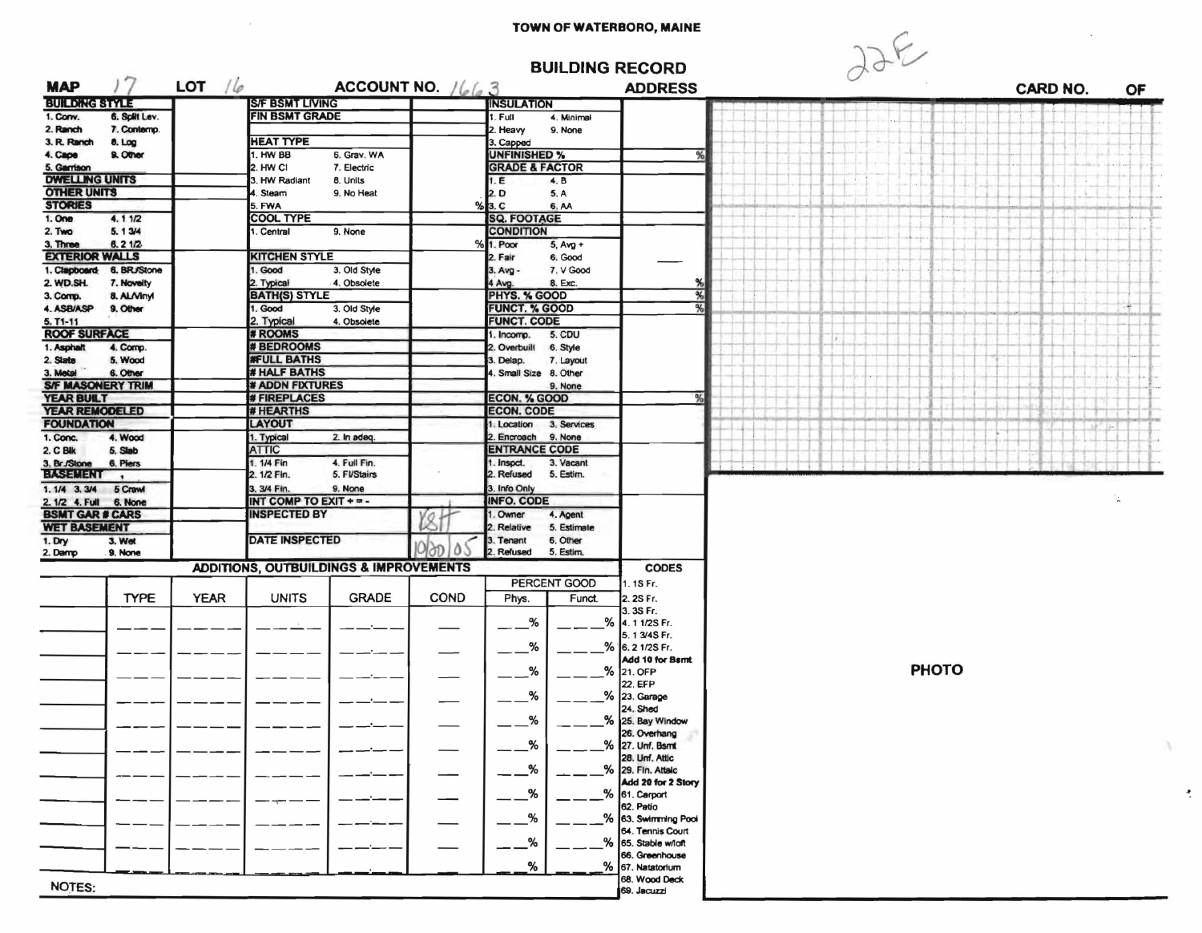**TOWN OF WATERBORO, MAINE**

22E

## BUILDING RECORD

MAP 17 LOT 16 ACCOUNT NO. 1663 ADDRESS CARD NO. OF

| | | | | | |
|---|---|---|---|---|---|
| **BUILDING STYLE** | | **S/F BSMT LIVING** | | **INSULATION** | |
| 1. Conv. 6. Split Lev. | | **FIN BSMT GRADE** | | 1. Full 4. Minimal | |
| 2. Ranch 7. Contemp. | | | | 2. Heavy 9. None | |
| 3. R. Ranch 8. Log | | **HEAT TYPE** | | 3. Capped | |
| 4. Cape 9. Other | | 1. HW BB 6. Grav. WA | | **UNFINISHED %** | % |
| 5. Garrison | | 2. HW CI 7. Electric | | **GRADE & FACTOR** | |
| **DWELLING UNITS** | | 3. HW Radiant 8. Units | | 1. E 4. B | |
| **OTHER UNITS** | | 4. Steam 9. No Heat | | 2. D 5. A | |
| **STORIES** | | 5. FWA | % | 3. C 6. AA | |
| 1. One 4. 1 1/2 | | **COOL TYPE** | | **SQ. FOOTAGE** | |
| 2. Two 5. 1 3/4 | | 1. Central 9. None | | **CONDITION** | |
| 3. Three 6. 2 1/2 | | | % | 1. Poor 5. Avg + | |
| **EXTERIOR WALLS** | | **KITCHEN STYLE** | | 2. Fair 6. Good | |
| 1. Clapboard 6. BR/Stone | | 1. Good 3. Old Style | | 3. Avg - 7. V Good | |
| 2. WD.SH. 7. Novelty | | 2. Typical 4. Obsolete | | 4. Avg. 8. Exc. | % |
| 3. Comp. 8. AL/Vinyl | | **BATH(S) STYLE** | | **PHYS. % GOOD** | % |
| 4. ASB/ASP 9. Other | | 1. Good 3. Old Style | | **FUNCT. % GOOD** | % |
| 5. T1-11 | | 2. Typical 4. Obsolete | | **FUNCT. CODE** | |
| **ROOF SURFACE** | | **# ROOMS** | | 1. Incomp. 5. CDU | |
| 1. Asphalt 4. Comp. | | **# BEDROOMS** | | 2. Overbuilt 6. Style | |
| 2. Slate 5. Wood | | **#FULL BATHS** | | 3. Delap. 7. Layout | |
| 3. Metal 6. Other | | **# HALF BATHS** | | 4. Small Size 8. Other | |
| **S/F MASONERY TRIM** | | **# ADDN FIXTURES** | | 9. None | |
| **YEAR BUILT** | | **# FIREPLACES** | | **ECON. % GOOD** | % |
| **YEAR REMODELED** | | **# HEARTHS** | | **ECON. CODE** | |
| **FOUNDATION** | | **LAYOUT** | | 1. Location 3. Services | |
| 1. Conc. 4. Wood | | 1. Typical 2. In adeq. | | 2. Encroach 9. None | |
| 2. C Blk 5. Slab | | **ATTIC** | | **ENTRANCE CODE** | |
| 3. Br./Stone 6. Piers | | 1. 1/4 Fin 4. Full Fin. | | 1. Inspct. 3. Vacant | |
| **BASEMENT** | | 2. 1/2 Fin. 5. Fl/Stairs | | 2. Refused 5. Estim. | |
| 1. 1/4 3. 3/4 5 Crawl | | 3. 3/4 Fin. 9. None | | 3. Info Only | |
| 2. 1/2 4. Full 6. None | | **INT COMP TO EXIT + = -** | | **INFO. CODE** | |
| **BSMT GAR # CARS** | | **INSPECTED BY** | K&H | 1. Owner 4. Agent | |
| **WET BASEMENT** | | | | 2. Relative 5. Estimate | |
| 1. Dry 3. Wet | | **DATE INSPECTED** | 10/20/05 | 3. Tenant 6. Other | |
| 2. Damp 9. None | | | | 2. Refused 5. Estim. | |

**ADDITIONS, OUTBUILDINGS & IMPROVEMENTS**

| | TYPE | YEAR | UNITS | GRADE | COND | PERCENT GOOD Phys. | Funct. |
|---|---|---|---|---|---|---|---|
| | | | | . | | % | % |
| | | | | . | | % | % |
| | | | | . | | % | % |
| | | | | . | | % | % |
| | | | | . | | % | % |
| | | | | . | | % | % |
| | | | | . | | % | % |
| | | | | . | | % | % |
| | | | | . | | % | % |
| | | | | . | | % | % |
| | | | | . | | % | % |

**CODES**
1. 1S Fr.
2. 2S Fr.
3. 3S Fr.
4. 1 1/2S Fr.
5. 1 3/4S Fr.
6. 2 1/2S Fr.
**Add 10 for Bsmt**
21. OFP
22. EFP
23. Garage
24. Shed
25. Bay Window
26. Overhang
27. Unf. Bsmt
28. Unf. Attic
29. Fin. Attaic
**Add 20 for 2 Story**
61. Carport
62. Patio
63. Swimming Pool
64. Tennis Court
65. Stable w/loft
66. Greenhouse
67. Natatorium
68. Wood Deck
69. Jacuzzi

NOTES:

PHOTO